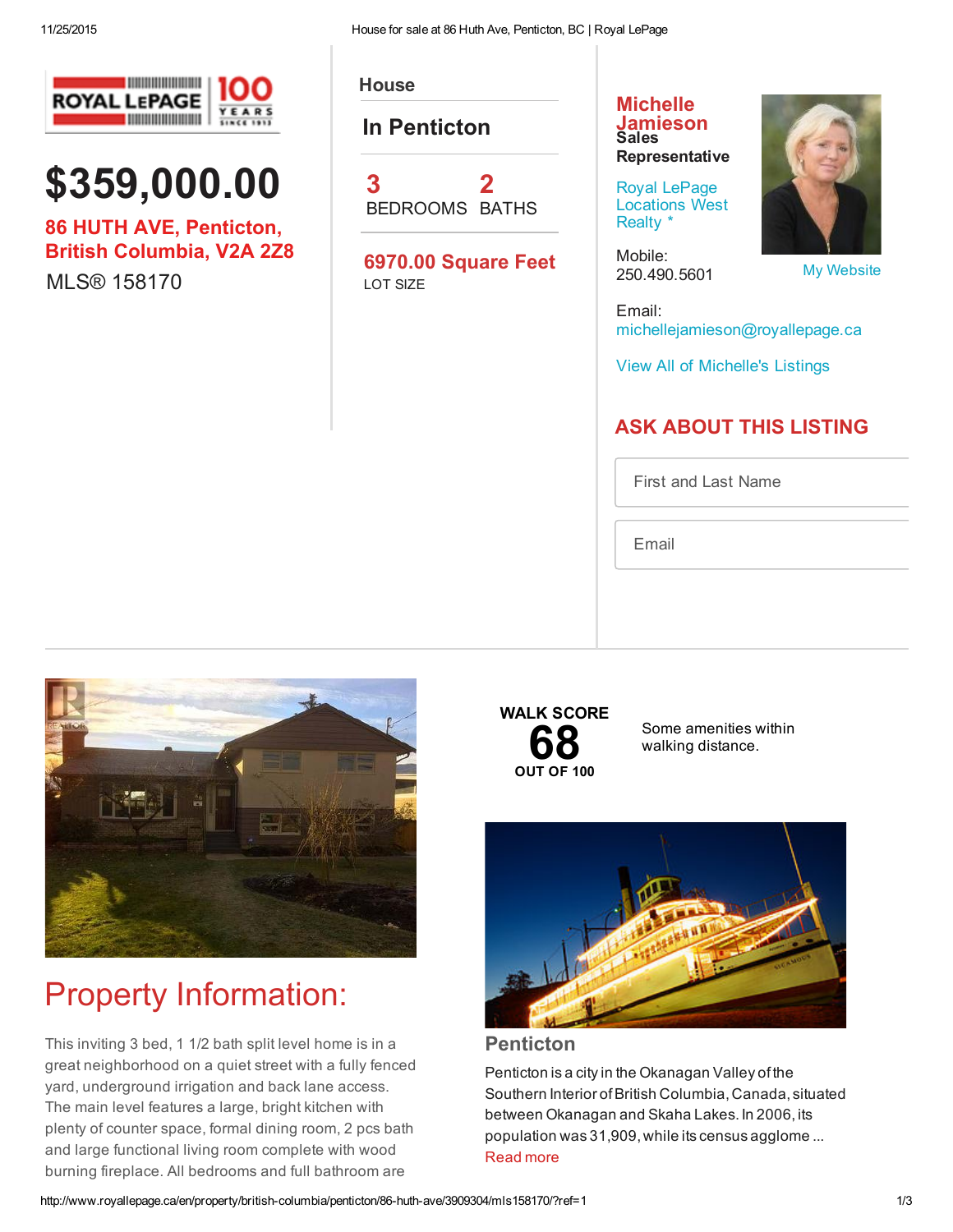# $359,000.00

**86 HUTH AVE, Penticton, British Columbia, V2A 2Z8**

MLS® 158170

## House

### In Penticton

**3** BEDROOMS **2** BATHS

**6970.00 Square Feet**
LOT SIZE

**Michelle Jamieson**
**Sales Representative**

Royal LePage Locations West Realty *

Mobile:
250.490.5601

My Website

Email:
michellejamieson@royallepage.ca

View All of Michelle's Listings

## ASK ABOUT THIS LISTING

First and Last Name

Email

**WALK SCORE**
**68**
**OUT OF 100**

Some amenities within walking distance.

# Property Information:

This inviting 3 bed, 1 1/2 bath split level home is in a great neighborhood on a quiet street with a fully fenced yard, underground irrigation and back lane access. The main level features a large, bright kitchen with plenty of counter space, formal dining room, 2 pcs bath and large functional living room complete with wood burning fireplace. All bedrooms and full bathroom are

## Penticton

Penticton is a city in the Okanagan Valley of the Southern Interior of British Columbia, Canada, situated between Okanagan and Skaha Lakes. In 2006, its population was 31,909, while its census agglome ...
Read more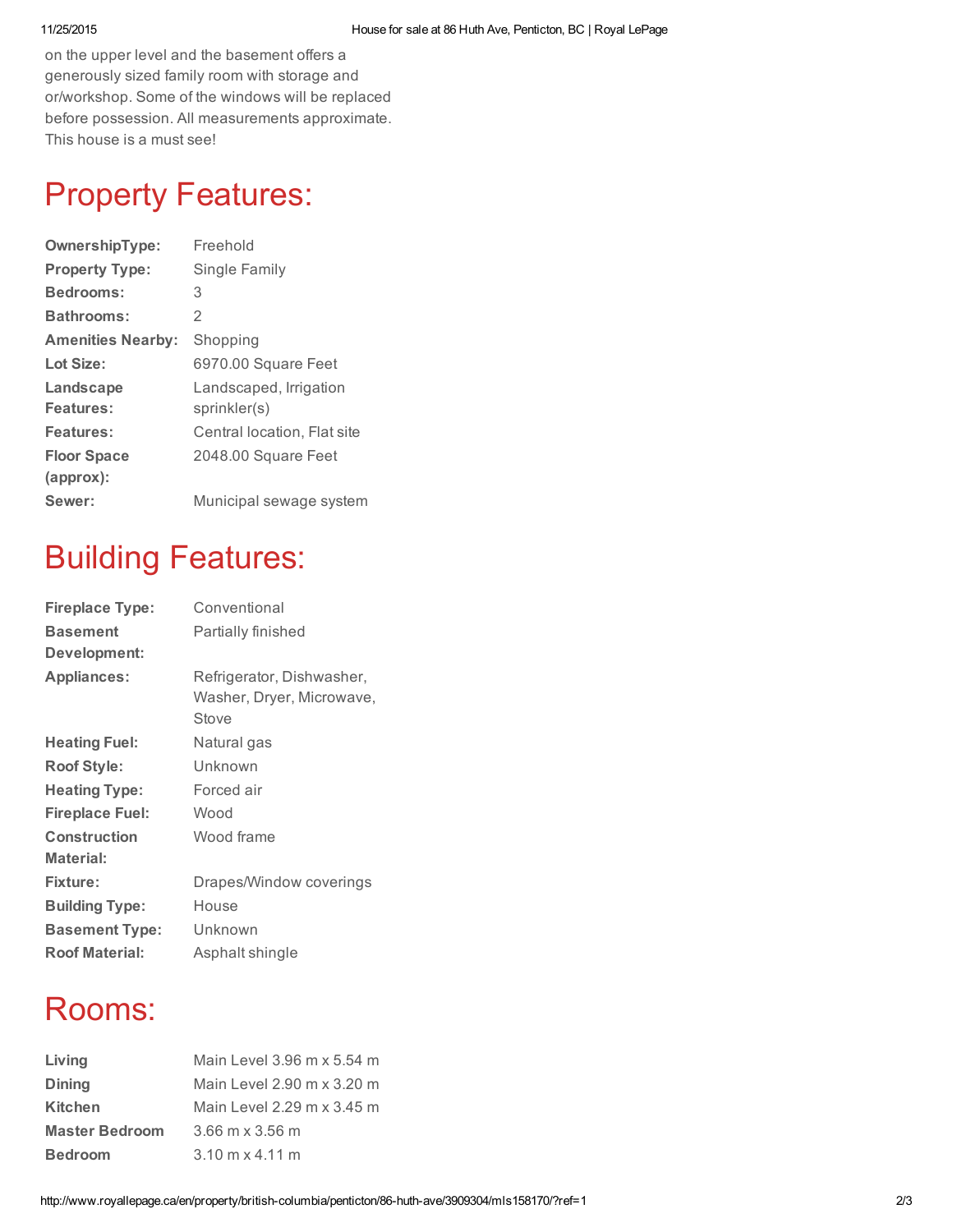on the upper level and the basement offers a generously sized family room with storage and or/workshop. Some of the windows will be replaced before possession. All measurements approximate. This house is a must see!

# Property Features:

| | |
|---|---|
| **OwnershipType:** | Freehold |
| **Property Type:** | Single Family |
| **Bedrooms:** | 3 |
| **Bathrooms:** | 2 |
| **Amenities Nearby:** | Shopping |
| **Lot Size:** | 6970.00 Square Feet |
| **Landscape Features:** | Landscaped, Irrigation sprinkler(s) |
| **Features:** | Central location, Flat site |
| **Floor Space (approx):** | 2048.00 Square Feet |
| **Sewer:** | Municipal sewage system |

# Building Features:

| | |
|---|---|
| **Fireplace Type:** | Conventional |
| **Basement Development:** | Partially finished |
| **Appliances:** | Refrigerator, Dishwasher, Washer, Dryer, Microwave, Stove |
| **Heating Fuel:** | Natural gas |
| **Roof Style:** | Unknown |
| **Heating Type:** | Forced air |
| **Fireplace Fuel:** | Wood |
| **Construction Material:** | Wood frame |
| **Fixture:** | Drapes/Window coverings |
| **Building Type:** | House |
| **Basement Type:** | Unknown |
| **Roof Material:** | Asphalt shingle |

# Rooms:

| | |
|---|---|
| **Living** | Main Level 3.96 m x 5.54 m |
| **Dining** | Main Level 2.90 m x 3.20 m |
| **Kitchen** | Main Level 2.29 m x 3.45 m |
| **Master Bedroom** | 3.66 m x 3.56 m |
| **Bedroom** | 3.10 m x 4.11 m |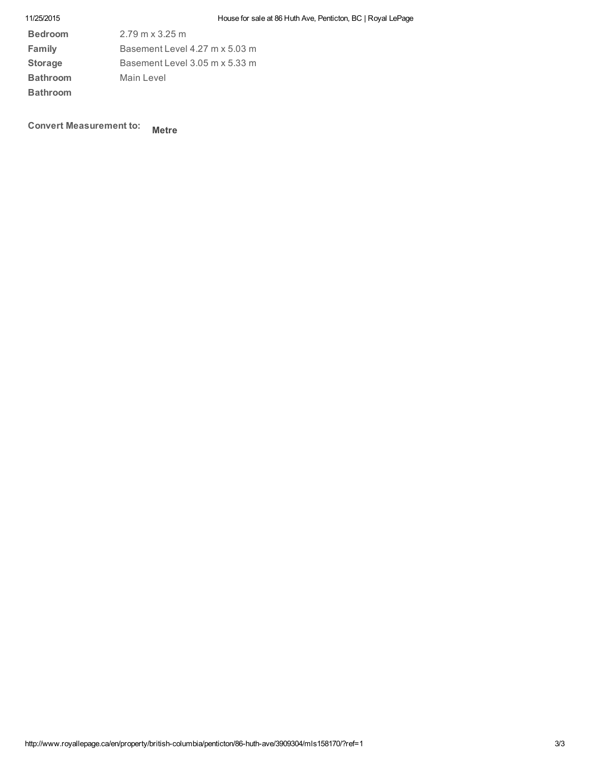| | |
|---|---|
| **Bedroom** | 2.79 m x 3.25 m |
| **Family** | Basement Level 4.27 m x 5.03 m |
| **Storage** | Basement Level 3.05 m x 5.33 m |
| **Bathroom** | Main Level |
| **Bathroom** | |

**Convert Measurement to:** **Metre**